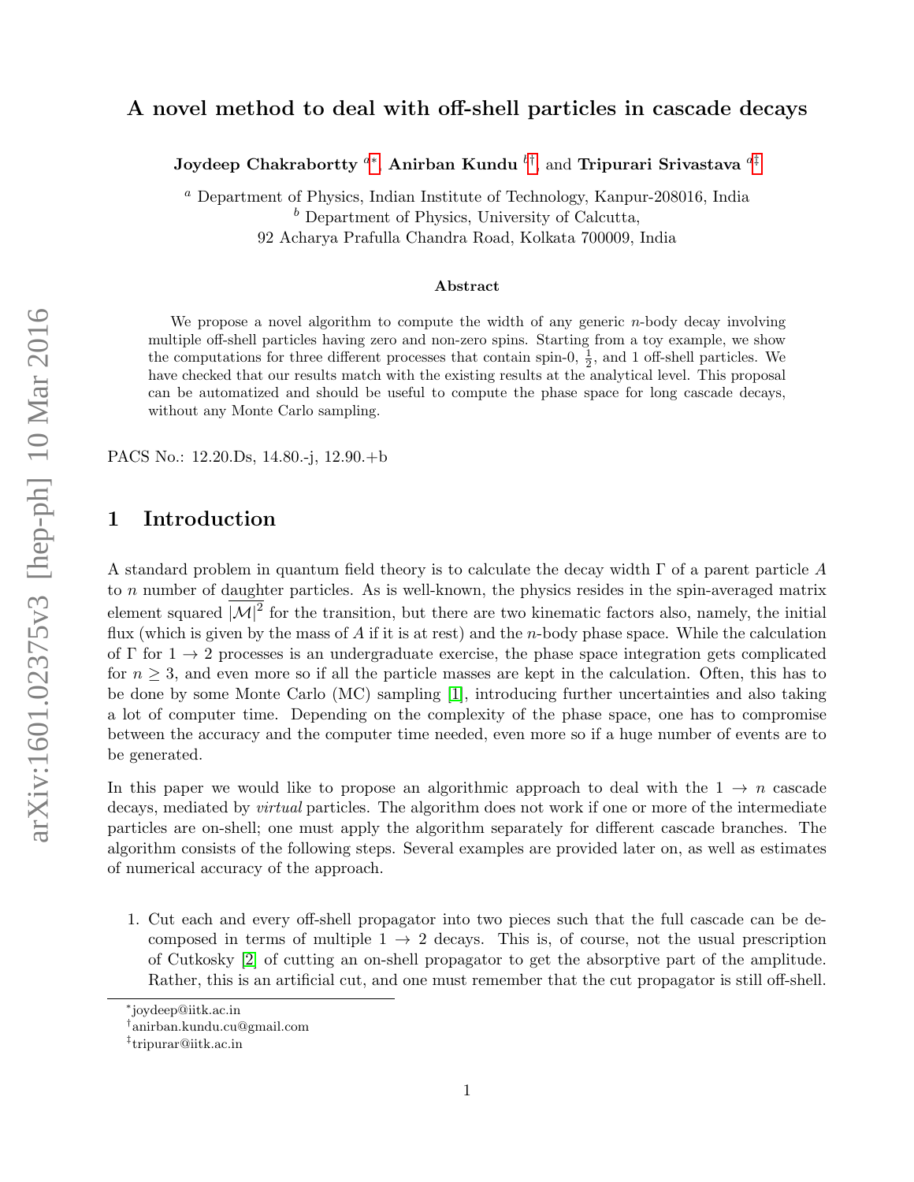# A novel method to deal with off-shell particles in cascade decays

**Joydeep Chakrabortty** [a*], **Anirban Kundu** [b†], and **Tripurari Srivastava** [a‡]

[a] Department of Physics, Indian Institute of Technology, Kanpur-208016, India
[b] Department of Physics, University of Calcutta,
92 Acharya Prafulla Chandra Road, Kolkata 700009, India

### Abstract

We propose a novel algorithm to compute the width of any generic $n$-body decay involving multiple off-shell particles having zero and non-zero spins. Starting from a toy example, we show the computations for three different processes that contain spin-0, $\frac{1}{2}$, and 1 off-shell particles. We have checked that our results match with the existing results at the analytical level. This proposal can be automatized and should be useful to compute the phase space for long cascade decays, without any Monte Carlo sampling.

PACS No.: 12.20.Ds, 14.80.-j, 12.90.+b

## 1 Introduction

A standard problem in quantum field theory is to calculate the decay width $\Gamma$ of a parent particle $A$ to $n$ number of daughter particles. As is well-known, the physics resides in the spin-averaged matrix element squared $\overline{|\mathcal{M}|^2}$ for the transition, but there are two kinematic factors also, namely, the initial flux (which is given by the mass of $A$ if it is at rest) and the $n$-body phase space. While the calculation of $\Gamma$ for $1 \to 2$ processes is an undergraduate exercise, the phase space integration gets complicated for $n \geq 3$, and even more so if all the particle masses are kept in the calculation. Often, this has to be done by some Monte Carlo (MC) sampling [1], introducing further uncertainties and also taking a lot of computer time. Depending on the complexity of the phase space, one has to compromise between the accuracy and the computer time needed, even more so if a huge number of events are to be generated.

In this paper we would like to propose an algorithmic approach to deal with the $1 \to n$ cascade decays, mediated by *virtual* particles. The algorithm does not work if one or more of the intermediate particles are on-shell; one must apply the algorithm separately for different cascade branches. The algorithm consists of the following steps. Several examples are provided later on, as well as estimates of numerical accuracy of the approach.

1. Cut each and every off-shell propagator into two pieces such that the full cascade can be decomposed in terms of multiple $1 \to 2$ decays. This is, of course, not the usual prescription of Cutkosky [2] of cutting an on-shell propagator to get the absorptive part of the amplitude. Rather, this is an artificial cut, and one must remember that the cut propagator is still off-shell.

---

*joydeep@iitk.ac.in
†anirban.kundu.cu@gmail.com
‡tripurar@iitk.ac.in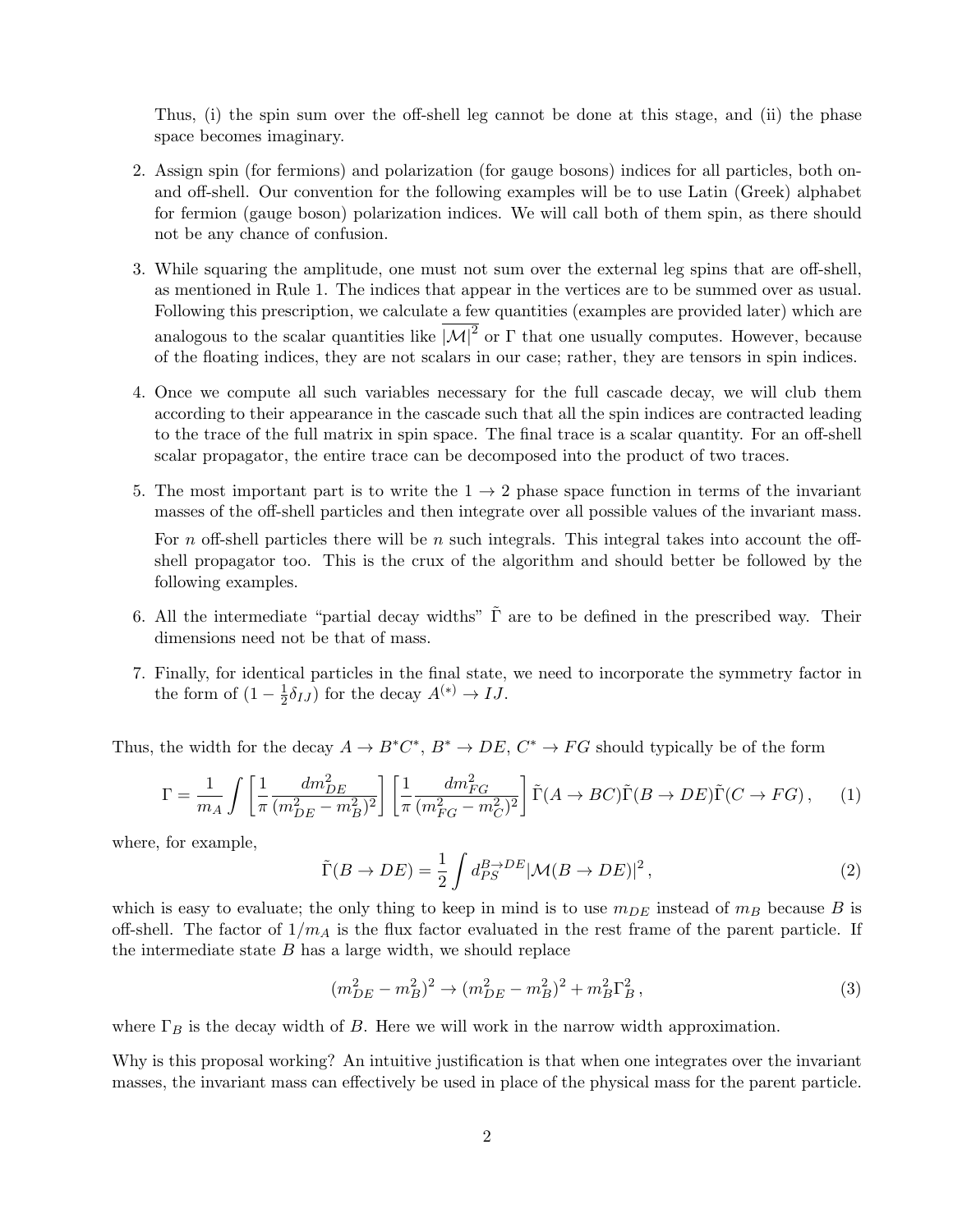Thus, (i) the spin sum over the off-shell leg cannot be done at this stage, and (ii) the phase space becomes imaginary.

2. Assign spin (for fermions) and polarization (for gauge bosons) indices for all particles, both on- and off-shell. Our convention for the following examples will be to use Latin (Greek) alphabet for fermion (gauge boson) polarization indices. We will call both of them spin, as there should not be any chance of confusion.

3. While squaring the amplitude, one must not sum over the external leg spins that are off-shell, as mentioned in Rule 1. The indices that appear in the vertices are to be summed over as usual. Following this prescription, we calculate a few quantities (examples are provided later) which are analogous to the scalar quantities like $\overline{|\mathcal{M}|^2}$ or $\Gamma$ that one usually computes. However, because of the floating indices, they are not scalars in our case; rather, they are tensors in spin indices.

4. Once we compute all such variables necessary for the full cascade decay, we will club them according to their appearance in the cascade such that all the spin indices are contracted leading to the trace of the full matrix in spin space. The final trace is a scalar quantity. For an off-shell scalar propagator, the entire trace can be decomposed into the product of two traces.

5. The most important part is to write the $1 \to 2$ phase space function in terms of the invariant masses of the off-shell particles and then integrate over all possible values of the invariant mass.

   For $n$ off-shell particles there will be $n$ such integrals. This integral takes into account the off-shell propagator too. This is the crux of the algorithm and should better be followed by the following examples.

6. All the intermediate "partial decay widths" $\tilde{\Gamma}$ are to be defined in the prescribed way. Their dimensions need not be that of mass.

7. Finally, for identical particles in the final state, we need to incorporate the symmetry factor in the form of $(1 - \frac{1}{2}\delta_{IJ})$ for the decay $A^{(*)} \to IJ$.

Thus, the width for the decay $A \to B^*C^*$, $B^* \to DE$, $C^* \to FG$ should typically be of the form

$$\Gamma = \frac{1}{m_A} \int \left[\frac{1}{\pi} \frac{dm_{DE}^2}{(m_{DE}^2 - m_B^2)^2}\right] \left[\frac{1}{\pi} \frac{dm_{FG}^2}{(m_{FG}^2 - m_C^2)^2}\right] \tilde{\Gamma}(A \to BC) \tilde{\Gamma}(B \to DE) \tilde{\Gamma}(C \to FG) \,, \tag{1}$$

where, for example,

$$\tilde{\Gamma}(B \to DE) = \frac{1}{2} \int d_{PS}^{B \to DE} |\mathcal{M}(B \to DE)|^2 \,, \tag{2}$$

which is easy to evaluate; the only thing to keep in mind is to use $m_{DE}$ instead of $m_B$ because $B$ is off-shell. The factor of $1/m_A$ is the flux factor evaluated in the rest frame of the parent particle. If the intermediate state $B$ has a large width, we should replace

$$(m_{DE}^2 - m_B^2)^2 \to (m_{DE}^2 - m_B^2)^2 + m_B^2 \Gamma_B^2 \,, \tag{3}$$

where $\Gamma_B$ is the decay width of $B$. Here we will work in the narrow width approximation.

Why is this proposal working? An intuitive justification is that when one integrates over the invariant masses, the invariant mass can effectively be used in place of the physical mass for the parent particle.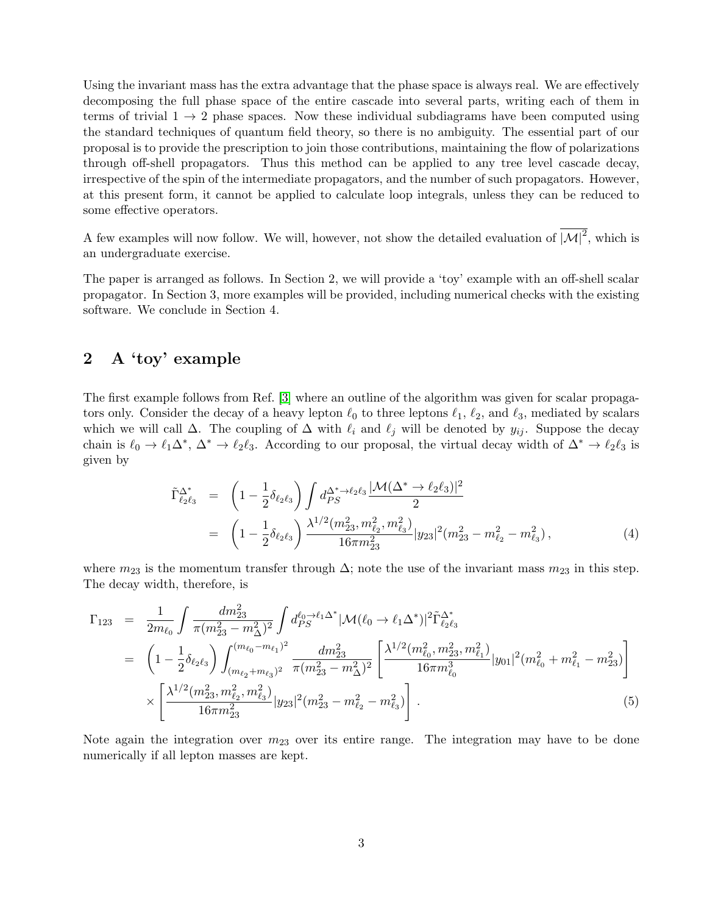Using the invariant mass has the extra advantage that the phase space is always real. We are effectively decomposing the full phase space of the entire cascade into several parts, writing each of them in terms of trivial $1 \to 2$ phase spaces. Now these individual subdiagrams have been computed using the standard techniques of quantum field theory, so there is no ambiguity. The essential part of our proposal is to provide the prescription to join those contributions, maintaining the flow of polarizations through off-shell propagators. Thus this method can be applied to any tree level cascade decay, irrespective of the spin of the intermediate propagators, and the number of such propagators. However, at this present form, it cannot be applied to calculate loop integrals, unless they can be reduced to some effective operators.

A few examples will now follow. We will, however, not show the detailed evaluation of $\overline{|\mathcal{M}|^2}$, which is an undergraduate exercise.

The paper is arranged as follows. In Section 2, we will provide a 'toy' example with an off-shell scalar propagator. In Section 3, more examples will be provided, including numerical checks with the existing software. We conclude in Section 4.

## 2 A 'toy' example

The first example follows from Ref. [3] where an outline of the algorithm was given for scalar propagators only. Consider the decay of a heavy lepton $\ell_0$ to three leptons $\ell_1$, $\ell_2$, and $\ell_3$, mediated by scalars which we will call $\Delta$. The coupling of $\Delta$ with $\ell_i$ and $\ell_j$ will be denoted by $y_{ij}$. Suppose the decay chain is $\ell_0 \to \ell_1 \Delta^*$, $\Delta^* \to \ell_2 \ell_3$. According to our proposal, the virtual decay width of $\Delta^* \to \ell_2 \ell_3$ is given by

$$
\begin{aligned}
\tilde{\Gamma}^{\Delta^*}_{\ell_2 \ell_3} &= \left(1 - \frac{1}{2}\delta_{\ell_2 \ell_3}\right) \int d_{PS}^{\Delta^* \to \ell_2 \ell_3} \frac{|\mathcal{M}(\Delta^* \to \ell_2 \ell_3)|^2}{2} \\
&= \left(1 - \frac{1}{2}\delta_{\ell_2 \ell_3}\right) \frac{\lambda^{1/2}(m_{23}^2, m_{\ell_2}^2, m_{\ell_3}^2)}{16 \pi m_{23}^2} |y_{23}|^2 (m_{23}^2 - m_{\ell_2}^2 - m_{\ell_3}^2)\,, \qquad (4)
\end{aligned}
$$

where $m_{23}$ is the momentum transfer through $\Delta$; note the use of the invariant mass $m_{23}$ in this step. The decay width, therefore, is

$$
\begin{aligned}
\Gamma_{123} &= \frac{1}{2 m_{\ell_0}} \int \frac{dm_{23}^2}{\pi (m_{23}^2 - m_\Delta^2)^2} \int d_{PS}^{\ell_0 \to \ell_1 \Delta^*} |\mathcal{M}(\ell_0 \to \ell_1 \Delta^*)|^2 \tilde{\Gamma}^{\Delta^*}_{\ell_2 \ell_3} \\
&= \left(1 - \frac{1}{2}\delta_{\ell_2 \ell_3}\right) \int_{(m_{\ell_2} + m_{\ell_3})^2}^{(m_{\ell_0} - m_{\ell_1})^2} \frac{dm_{23}^2}{\pi (m_{23}^2 - m_\Delta^2)^2} \left[ \frac{\lambda^{1/2}(m_{\ell_0}^2, m_{23}^2, m_{\ell_1}^2)}{16 \pi m_{\ell_0}^3} |y_{01}|^2 (m_{\ell_0}^2 + m_{\ell_1}^2 - m_{23}^2) \right] \\
&\quad \times \left[ \frac{\lambda^{1/2}(m_{23}^2, m_{\ell_2}^2, m_{\ell_3}^2)}{16 \pi m_{23}^2} |y_{23}|^2 (m_{23}^2 - m_{\ell_2}^2 - m_{\ell_3}^2) \right]. \qquad (5)
\end{aligned}
$$

Note again the integration over $m_{23}$ over its entire range. The integration may have to be done numerically if all lepton masses are kept.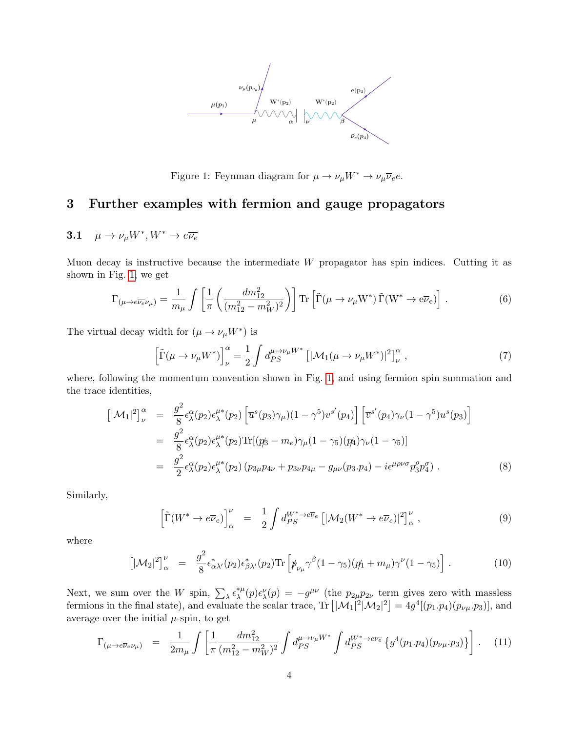Figure 1: Feynman diagram for $\mu \to \nu_\mu W^* \to \nu_\mu \overline{\nu}_e e$.

## 3 Further examples with fermion and gauge propagators

### 3.1 $\mu \to \nu_\mu W^*, W^* \to e\overline{\nu_e}$

Muon decay is instructive because the intermediate $W$ propagator has spin indices. Cutting it as shown in Fig. 1, we get

$$\Gamma_{(\mu\to e\overline{\nu_e}\nu_\mu)} = \frac{1}{m_\mu}\int \left[\frac{1}{\pi}\left(\frac{dm_{12}^2}{(m_{12}^2 - m_W^2)^2}\right)\right] \mathrm{Tr}\left[\tilde{\Gamma}(\mu \to \nu_\mu \mathrm{W}^*)\,\tilde{\Gamma}(\mathrm{W}^* \to \mathrm{e}\overline{\nu}_\mathrm{e})\right] . \tag{6}$$

The virtual decay width for $(\mu \to \nu_\mu W^*)$ is

$$\left[\tilde{\Gamma}(\mu \to \nu_\mu W^*)\right]^\alpha_\nu = \frac{1}{2}\int d_{PS}^{\mu\to\nu_\mu W^*}\left[|\mathcal{M}_1(\mu \to \nu_\mu W^*)|^2\right]^\alpha_\nu , \tag{7}$$

where, following the momentum convention shown in Fig. 1, and using fermion spin summation and the trace identities,

$$\begin{aligned}
\left[|\mathcal{M}_1|^2\right]^\alpha_\nu &= \frac{g^2}{8}\epsilon^\alpha_\lambda(p_2)\epsilon^{\mu*}_\lambda(p_2)\left[\overline{u}^s(p_3)\gamma_\mu)(1-\gamma^5)v^{s'}(p_4)\right]\left[\overline{v}^{s'}(p_4)\gamma_\nu(1-\gamma^5)u^s(p_3)\right] \\
&= \frac{g^2}{8}\epsilon^\alpha_\lambda(p_2)\epsilon^{\mu*}_\lambda(p_2)\mathrm{Tr}[(\not{p}_3 - m_e)\gamma_\mu(1-\gamma_5)(\not{p}_4)\gamma_\nu(1-\gamma_5)] \\
&= \frac{g^2}{2}\epsilon^\alpha_\lambda(p_2)\epsilon^{\mu*}_\lambda(p_2)\left(p_{3\mu}p_{4\nu} + p_{3\nu}p_{4\mu} - g_{\mu\nu}(p_3.p_4) - i\epsilon^{\mu\rho\nu\sigma}p_3^\rho p_4^\sigma\right) .
\end{aligned} \tag{8}$$

Similarly,

$$\left[\tilde{\Gamma}(W^* \to e\overline{\nu}_e)\right]^\nu_\alpha = \frac{1}{2}\int d_{PS}^{W^*\to e\overline{\nu}_e}\left[|\mathcal{M}_2(W^* \to e\overline{\nu}_e)|^2\right]^\nu_\alpha , \tag{9}$$

where

$$\left[|\mathcal{M}_2|^2\right]^\nu_\alpha = \frac{g^2}{8}\epsilon^*_{\alpha\lambda'}(p_2)\epsilon^*_{\beta\lambda'}(p_2)\mathrm{Tr}\left[\not{p}_{\nu_\mu}\gamma^\beta(1-\gamma_5)(\not{p}_1 + m_\mu)\gamma^\nu(1-\gamma_5)\right] . \tag{10}$$

Next, we sum over the $W$ spin, $\sum_\lambda \epsilon^{*\mu}_\lambda(p)\epsilon^\nu_\lambda(p) = -g^{\mu\nu}$ (the $p_{2\mu}p_{2\nu}$ term gives zero with massless fermions in the final state), and evaluate the scalar trace, $\mathrm{Tr}\left[|\mathcal{M}_1|^2|\mathcal{M}_2|^2\right] = 4g^4[(p_1.p_4)(p_{\nu\mu}.p_3)]$, and average over the initial $\mu$-spin, to get

$$\Gamma_{(\mu\to e\overline{\nu}_e\nu_\mu)} = \frac{1}{2m_\mu}\int\left[\frac{1}{\pi}\frac{dm_{12}^2}{(m_{12}^2 - m_W^2)^2}\int d_{PS}^{\mu\to\nu_\mu W^*}\int d_{PS}^{W^*\to e\overline{\nu_e}}\left\{g^4(p_1.p_4)(p_{\nu\mu}.p_3)\right\}\right] . \tag{11}$$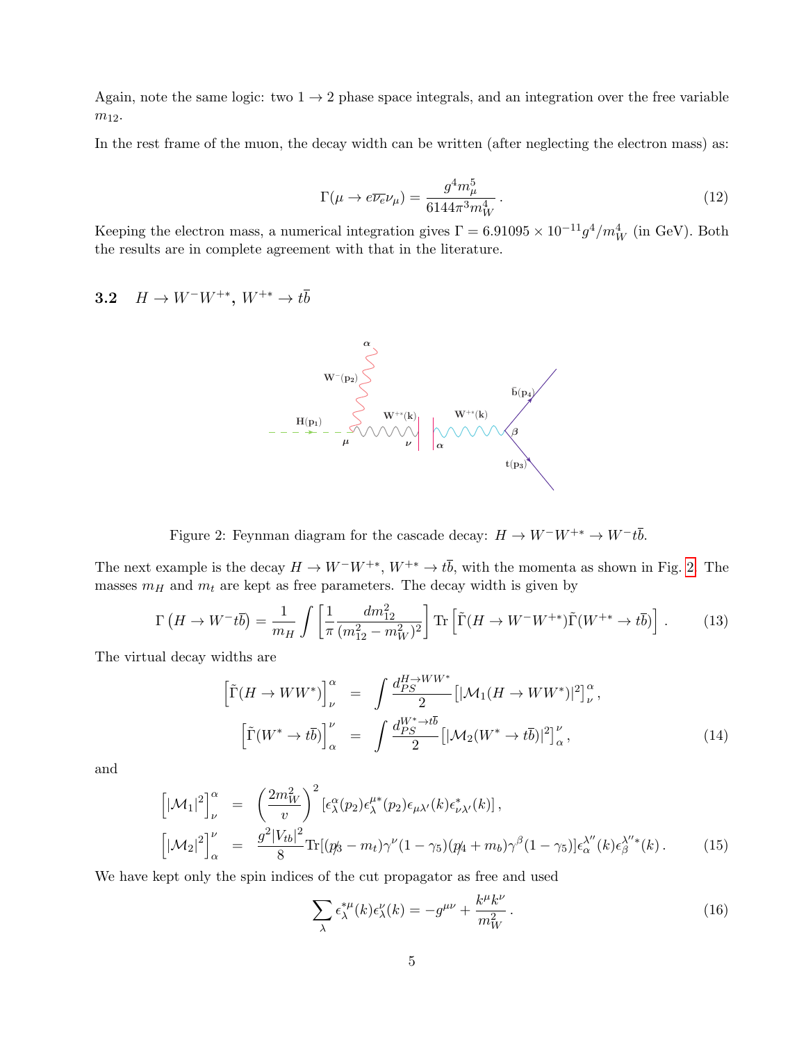Again, note the same logic: two $1 \to 2$ phase space integrals, and an integration over the free variable $m_{12}$.

In the rest frame of the muon, the decay width can be written (after neglecting the electron mass) as:

$$\Gamma(\mu \to e\overline{\nu_e}\nu_\mu) = \frac{g^4 m_\mu^5}{6144\pi^3 m_W^4}\,. \tag{12}$$

Keeping the electron mass, a numerical integration gives $\Gamma = 6.91095 \times 10^{-11} g^4/m_W^4$ (in GeV). Both the results are in complete agreement with that in the literature.

### 3.2 $H \to W^- W^{+*}$, $W^{+*} \to t\bar{b}$

Figure 2: Feynman diagram for the cascade decay: $H \to W^- W^{+*} \to W^- t\bar{b}$.

The next example is the decay $H \to W^- W^{+*}$, $W^{+*} \to t\bar{b}$, with the momenta as shown in Fig. 2. The masses $m_H$ and $m_t$ are kept as free parameters. The decay width is given by

$$\Gamma\left(H \to W^- t\bar{b}\right) = \frac{1}{m_H}\int \left[\frac{1}{\pi}\frac{dm_{12}^2}{(m_{12}^2 - m_W^2)^2}\right] \mathrm{Tr}\left[\tilde{\Gamma}(H \to W^- W^{+*})\tilde{\Gamma}(W^{+*} \to t\bar{b})\right]. \tag{13}$$

The virtual decay widths are

$$\begin{aligned}
\left[\tilde{\Gamma}(H \to WW^*)\right]^\alpha_\nu &= \int \frac{d_{PS}^{H\to WW^*}}{2}\left[|\mathcal{M}_1(H \to WW^*)|^2\right]^\alpha_\nu\,,\\
\left[\tilde{\Gamma}(W^* \to t\bar{b})\right]^\nu_\alpha &= \int \frac{d_{PS}^{W^*\to t\bar{b}}}{2}\left[|\mathcal{M}_2(W^* \to t\bar{b})|^2\right]^\nu_\alpha\,,
\end{aligned} \tag{14}$$

and

$$\begin{aligned}
\left[|\mathcal{M}_1|^2\right]^\alpha_\nu &= \left(\frac{2m_W^2}{v}\right)^2 \left[\epsilon^\alpha_\lambda(p_2)\epsilon^{\mu*}_\lambda(p_2)\epsilon_{\mu\lambda'}(k)\epsilon^*_{\nu\lambda'}(k)\right],\\
\left[|\mathcal{M}_2|^2\right]^\nu_\alpha &= \frac{g^2|V_{tb}|^2}{8}\mathrm{Tr}[(\not{p}_3 - m_t)\gamma^\nu(1-\gamma_5)(\not{p}_4 + m_b)\gamma^\beta(1-\gamma_5)]\epsilon^{\lambda''}_\alpha(k)\epsilon^{\lambda''*}_\beta(k)\,.
\end{aligned} \tag{15}$$

We have kept only the spin indices of the cut propagator as free and used

$$\sum_\lambda \epsilon^{*\mu}_\lambda(k)\epsilon^\nu_\lambda(k) = -g^{\mu\nu} + \frac{k^\mu k^\nu}{m_W^2}\,. \tag{16}$$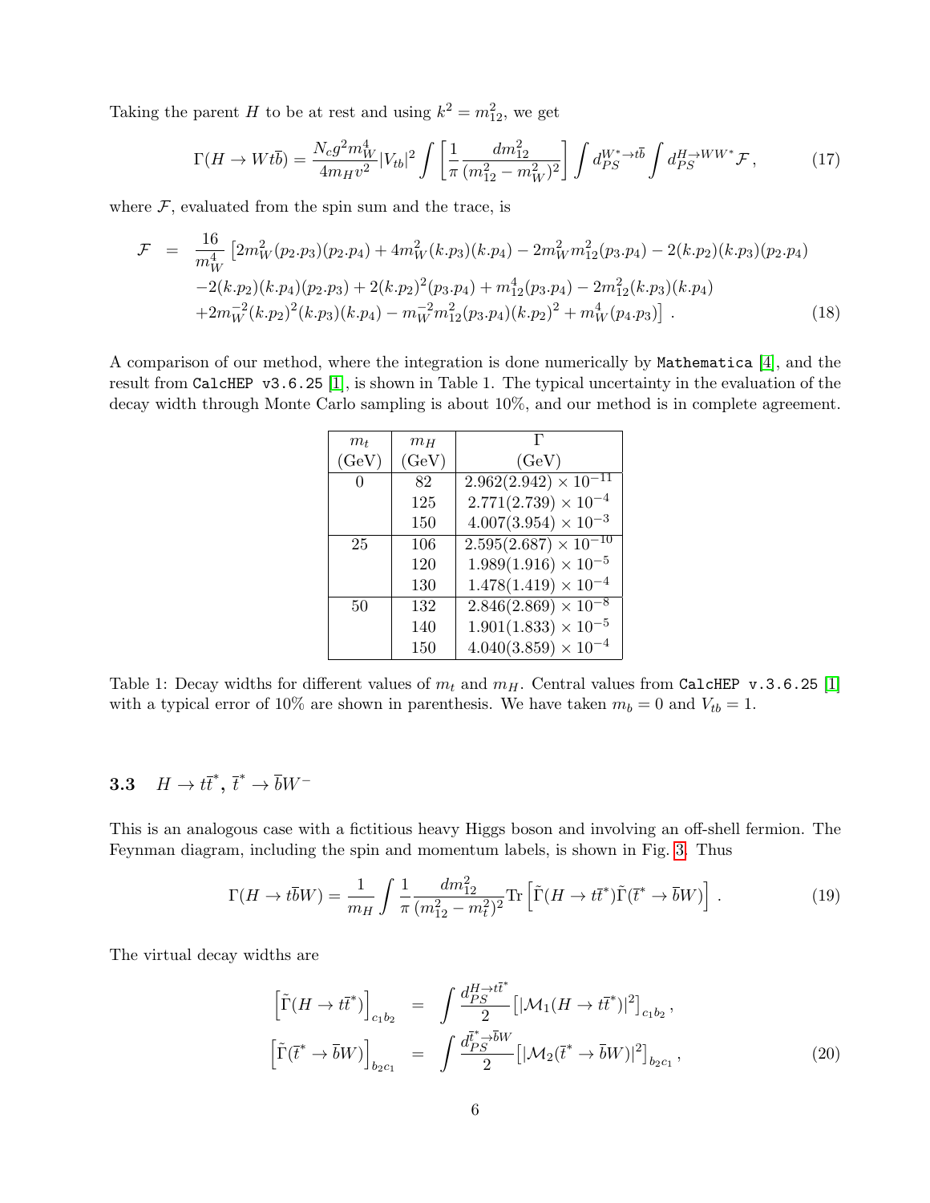Taking the parent $H$ to be at rest and using $k^2 = m_{12}^2$, we get

$$\Gamma(H \to W t\bar{b}) = \frac{N_c g^2 m_W^4}{4 m_H v^2} |V_{tb}|^2 \int \left[ \frac{1}{\pi} \frac{dm_{12}^2}{(m_{12}^2 - m_W^2)^2} \right] \int d_{PS}^{W^* \to t\bar{b}} \int d_{PS}^{H \to WW^*} \mathcal{F} \,, \tag{17}$$

where $\mathcal{F}$, evaluated from the spin sum and the trace, is

$$\begin{aligned}
\mathcal{F} \;=\; & \frac{16}{m_W^4} \big[ 2m_W^2 (p_2.p_3)(p_2.p_4) + 4m_W^2 (k.p_3)(k.p_4) - 2m_W^2 m_{12}^2 (p_3.p_4) - 2(k.p_2)(k.p_3)(p_2.p_4) \\
& -2(k.p_2)(k.p_4)(p_2.p_3) + 2(k.p_2)^2 (p_3.p_4) + m_{12}^4 (p_3.p_4) - 2m_{12}^2 (k.p_3)(k.p_4) \\
& +2m_W^{-2} (k.p_2)^2 (k.p_3)(k.p_4) - m_W^{-2} m_{12}^2 (p_3.p_4)(k.p_2)^2 + m_W^4 (p_4.p_3) \big] \,.
\end{aligned} \tag{18}$$

A comparison of our method, where the integration is done numerically by Mathematica [4], and the result from CalcHEP v3.6.25 [1], is shown in Table 1. The typical uncertainty in the evaluation of the decay width through Monte Carlo sampling is about 10%, and our method is in complete agreement.

| $m_t$ (GeV) | $m_H$ (GeV) | $\Gamma$ (GeV) |
|---|---|---|
| 0 | 82 | $2.962(2.942) \times 10^{-11}$ |
| | 125 | $2.771(2.739) \times 10^{-4}$ |
| | 150 | $4.007(3.954) \times 10^{-3}$ |
| 25 | 106 | $2.595(2.687) \times 10^{-10}$ |
| | 120 | $1.989(1.916) \times 10^{-5}$ |
| | 130 | $1.478(1.419) \times 10^{-4}$ |
| 50 | 132 | $2.846(2.869) \times 10^{-8}$ |
| | 140 | $1.901(1.833) \times 10^{-5}$ |
| | 150 | $4.040(3.859) \times 10^{-4}$ |

Table 1: Decay widths for different values of $m_t$ and $m_H$. Central values from CalcHEP v.3.6.25 [1] with a typical error of 10% are shown in parenthesis. We have taken $m_b = 0$ and $V_{tb} = 1$.

### 3.3 $H \to t\bar{t}^*$, $\bar{t}^* \to \bar{b} W^-$

This is an analogous case with a fictitious heavy Higgs boson and involving an off-shell fermion. The Feynman diagram, including the spin and momentum labels, is shown in Fig. 3. Thus

$$\Gamma(H \to t\bar{b}W) = \frac{1}{m_H} \int \frac{1}{\pi} \frac{dm_{12}^2}{(m_{12}^2 - m_t^2)^2} \mathrm{Tr} \left[ \tilde{\Gamma}(H \to t\bar{t}^*) \tilde{\Gamma}(\bar{t}^* \to \bar{b}W) \right] . \tag{19}$$

The virtual decay widths are

$$\begin{aligned}
\left[ \tilde{\Gamma}(H \to t\bar{t}^*) \right]_{c_1 b_2} &= \int \frac{d_{PS}^{H \to t\bar{t}^*}}{2} \left[ |\mathcal{M}_1(H \to t\bar{t}^*)|^2 \right]_{c_1 b_2} , \\
\left[ \tilde{\Gamma}(\bar{t}^* \to \bar{b}W) \right]_{b_2 c_1} &= \int \frac{d_{PS}^{\bar{t}^* \to \bar{b}W}}{2} \left[ |\mathcal{M}_2(\bar{t}^* \to \bar{b}W)|^2 \right]_{b_2 c_1} ,
\end{aligned} \tag{20}$$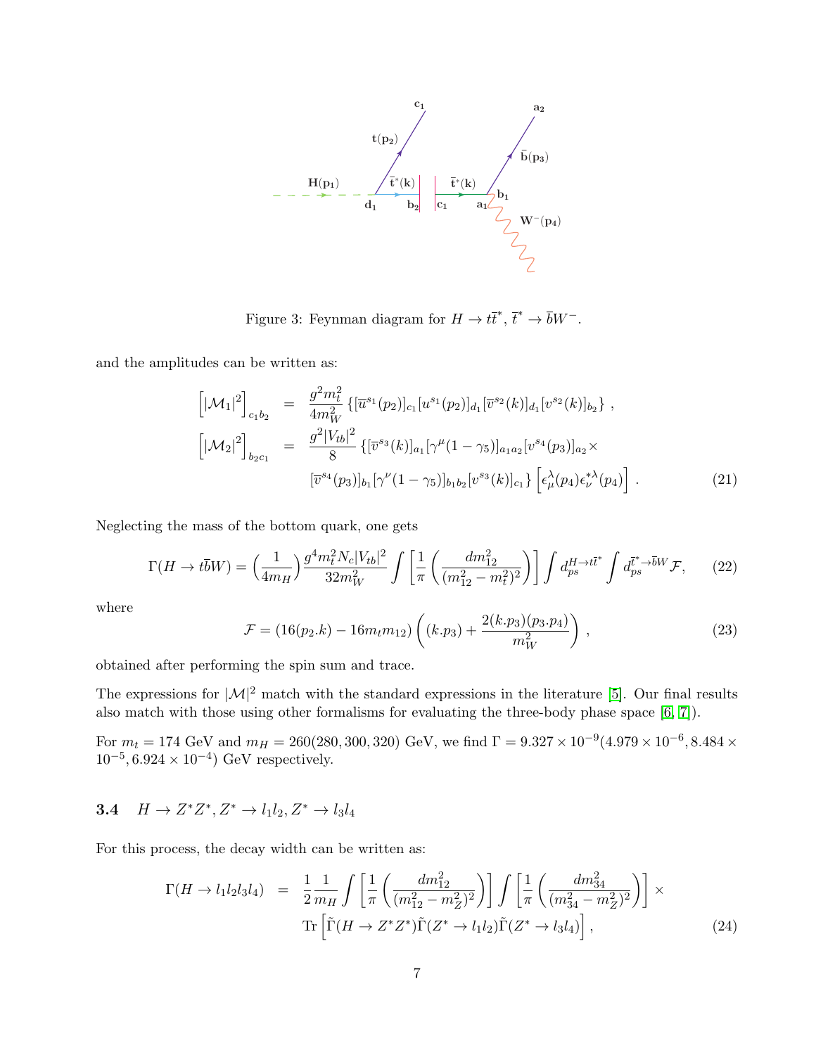Figure 3: Feynman diagram for $H \to t\bar{t}^*$, $\bar{t}^* \to \bar{b}W^-$.

and the amplitudes can be written as:

$$
\begin{aligned}
\left[|\mathcal{M}_1|^2\right]_{c_1 b_2} &= \frac{g^2 m_t^2}{4 m_W^2} \left\{ [\overline{u}^{s_1}(p_2)]_{c_1} [u^{s_1}(p_2)]_{d_1} [\overline{v}^{s_2}(k)]_{d_1} [v^{s_2}(k)]_{b_2} \right\} , \\
\left[|\mathcal{M}_2|^2\right]_{b_2 c_1} &= \frac{g^2 |V_{tb}|^2}{8} \left\{ [\overline{v}^{s_3}(k)]_{a_1} [\gamma^\mu (1-\gamma_5)]_{a_1 a_2} [v^{s_4}(p_3)]_{a_2} \times \right. \\
& \left. [\overline{v}^{s_4}(p_3)]_{b_1} [\gamma^\nu (1-\gamma_5)]_{b_1 b_2} [v^{s_3}(k)]_{c_1} \right\} \left[ \epsilon_\mu^\lambda(p_4) \epsilon_\nu^{*\lambda}(p_4) \right] . 
\end{aligned} \tag{21}
$$

Neglecting the mass of the bottom quark, one gets

$$
\Gamma(H \to t\bar{b}W) = \Big(\frac{1}{4 m_H}\Big) \frac{g^4 m_t^2 N_c |V_{tb}|^2}{32 m_W^2} \int \left[ \frac{1}{\pi} \left( \frac{d m_{12}^2}{(m_{12}^2 - m_t^2)^2} \right) \right] \int d_{ps}^{H \to t\bar{t}^*} \int d_{ps}^{\bar{t}^* \to \bar{b}W} \mathcal{F}, \tag{22}
$$

where

$$
\mathcal{F} = (16 (p_2.k) - 16 m_t m_{12}) \left( (k.p_3) + \frac{2 (k.p_3)(p_3.p_4)}{m_W^2} \right) , \tag{23}
$$

obtained after performing the spin sum and trace.

The expressions for $|\mathcal{M}|^2$ match with the standard expressions in the literature [5]. Our final results also match with those using other formalisms for evaluating the three-body phase space [6, 7]).

For $m_t = 174$ GeV and $m_H = 260(280, 300, 320)$ GeV, we find $\Gamma = 9.327 \times 10^{-9} (4.979 \times 10^{-6}, 8.484 \times 10^{-5}, 6.924 \times 10^{-4})$ GeV respectively.

### 3.4 $H \to Z^* Z^*, Z^* \to l_1 l_2, Z^* \to l_3 l_4$

For this process, the decay width can be written as:

$$
\begin{aligned}
\Gamma(H \to l_1 l_2 l_3 l_4) &= \frac{1}{2} \frac{1}{m_H} \int \left[ \frac{1}{\pi} \left( \frac{d m_{12}^2}{(m_{12}^2 - m_Z^2)^2} \right) \right] \int \left[ \frac{1}{\pi} \left( \frac{d m_{34}^2}{(m_{34}^2 - m_Z^2)^2} \right) \right] \times \\
& \mathrm{Tr} \left[ \tilde{\Gamma}(H \to Z^* Z^*) \tilde{\Gamma}(Z^* \to l_1 l_2) \tilde{\Gamma}(Z^* \to l_3 l_4) \right] , 
\end{aligned} \tag{24}
$$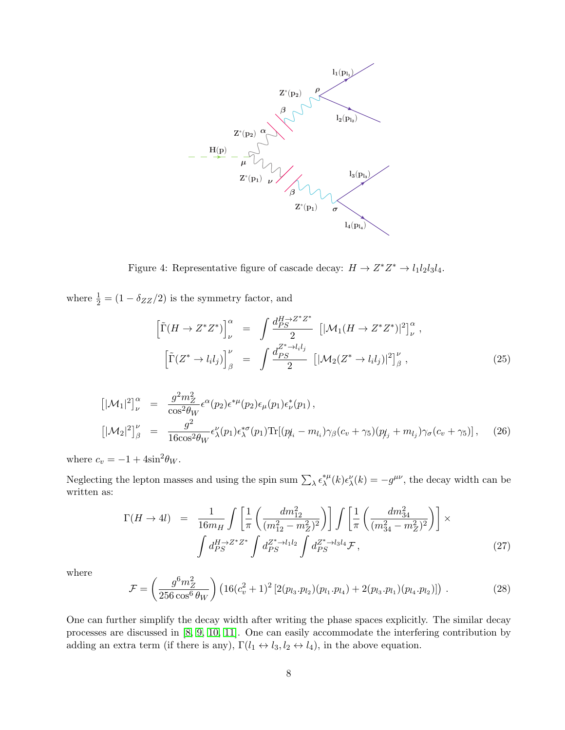Figure 4: Representative figure of cascade decay: $H \to Z^* Z^* \to l_1 l_2 l_3 l_4$.

where $\frac{1}{2} = (1 - \delta_{ZZ}/2)$ is the symmetry factor, and

$$
\begin{aligned}
\left[\tilde{\Gamma}(H \to Z^* Z^*)\right]^{\alpha}_{\nu} &= \int \frac{d_{PS}^{H \to Z^* Z^*}}{2} \left[|\mathcal{M}_1(H \to Z^* Z^*)|^2\right]^{\alpha}_{\nu} , \\
\left[\tilde{\Gamma}(Z^* \to l_i l_j)\right]^{\nu}_{\beta} &= \int \frac{d_{PS}^{Z^* \to l_i l_j}}{2} \left[|\mathcal{M}_2(Z^* \to l_i l_j)|^2\right]^{\nu}_{\beta} ,
\end{aligned}
\tag{25}
$$

$$
\begin{aligned}
\left[|\mathcal{M}_1|^2\right]^{\alpha}_{\nu} &= \frac{g^2 m_Z^2}{\cos^2\theta_W} \epsilon^{\alpha}(p_2) \epsilon^{*\mu}(p_2) \epsilon_{\mu}(p_1) \epsilon^{*}_{\nu}(p_1) , \\
\left[|\mathcal{M}_2|^2\right]^{\nu}_{\beta} &= \frac{g^2}{16 \cos^2\theta_W} \epsilon^{\nu}_{\lambda}(p_1) \epsilon^{*\sigma}_{\lambda}(p_1) \mathrm{Tr}[(\not{p}_i - m_{l_i}) \gamma_{\beta} (c_v + \gamma_5)(\not{p}_j + m_{l_j}) \gamma_{\sigma} (c_v + \gamma_5)] ,
\end{aligned}
\tag{26}
$$

where $c_v = -1 + 4\sin^2\theta_W$.

Neglecting the lepton masses and using the spin sum $\sum_{\lambda} \epsilon^{*\mu}_{\lambda}(k) \epsilon^{\nu}_{\lambda}(k) = -g^{\mu\nu}$, the decay width can be written as:

$$
\begin{aligned}
\Gamma(H \to 4l) = \; & \frac{1}{16 m_H} \int \left[\frac{1}{\pi}\left(\frac{dm_{12}^2}{(m_{12}^2 - m_Z^2)^2}\right)\right] \int \left[\frac{1}{\pi}\left(\frac{dm_{34}^2}{(m_{34}^2 - m_Z^2)^2}\right)\right] \times \\
& \int d_{PS}^{H \to Z^* Z^*} \int d_{PS}^{Z^* \to l_1 l_2} \int d_{PS}^{Z^* \to l_3 l_4} \mathcal{F} ,
\end{aligned}
\tag{27}
$$

where

$$
\mathcal{F} = \left(\frac{g^6 m_Z^2}{256 \cos^6\theta_W}\right) \left(16 (c_v^2 + 1)^2 \left[2 (p_{l_3} . p_{l_2})(p_{l_1} . p_{l_4}) + 2 (p_{l_3} . p_{l_1})(p_{l_4} . p_{l_2})\right]\right) .
\tag{28}
$$

One can further simplify the decay width after writing the phase spaces explicitly. The similar decay processes are discussed in [8, 9, 10, 11]. One can easily accommodate the interfering contribution by adding an extra term (if there is any), $\Gamma(l_1 \leftrightarrow l_3, l_2 \leftrightarrow l_4)$, in the above equation.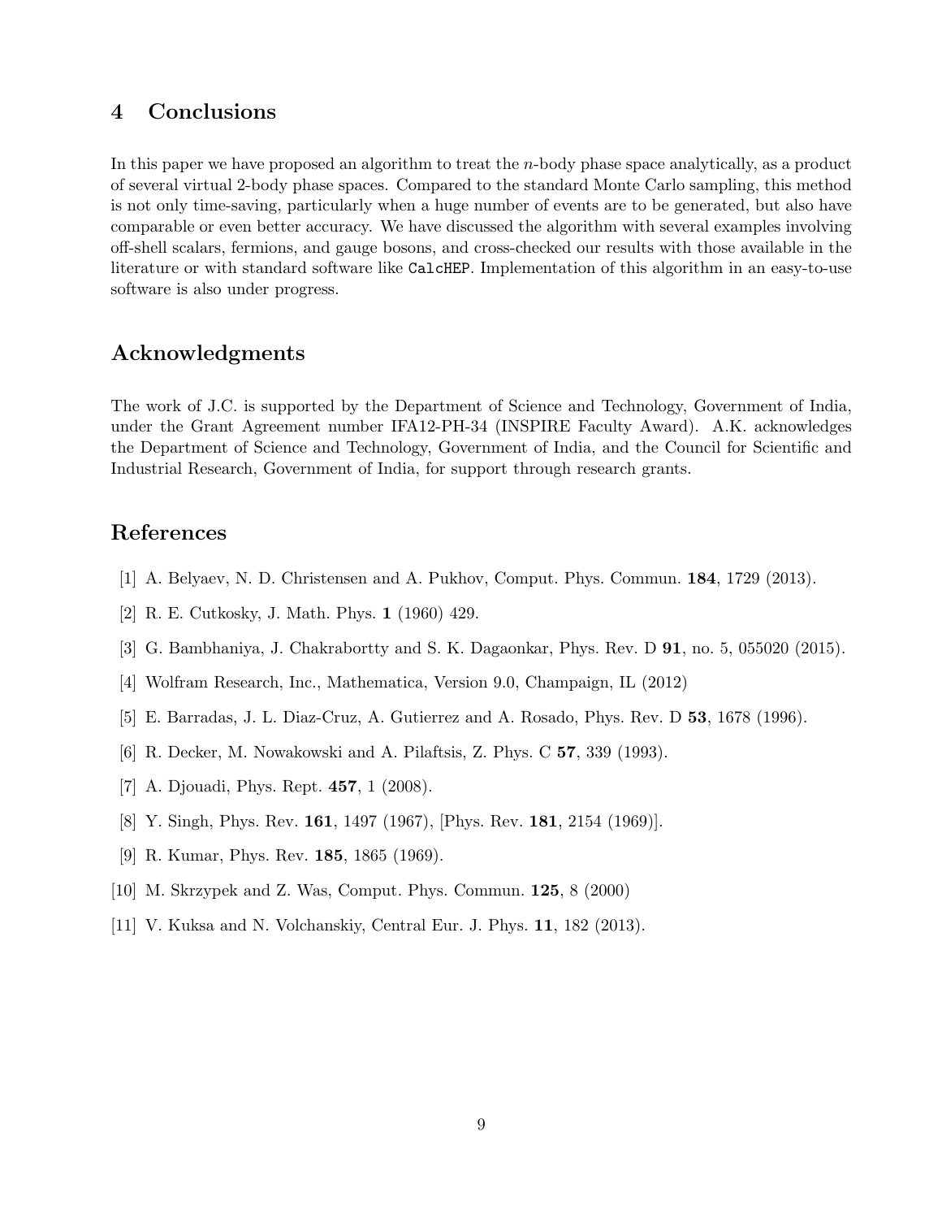## 4 Conclusions

In this paper we have proposed an algorithm to treat the $n$-body phase space analytically, as a product of several virtual 2-body phase spaces. Compared to the standard Monte Carlo sampling, this method is not only time-saving, particularly when a huge number of events are to be generated, but also have comparable or even better accuracy. We have discussed the algorithm with several examples involving off-shell scalars, fermions, and gauge bosons, and cross-checked our results with those available in the literature or with standard software like `CalcHEP`. Implementation of this algorithm in an easy-to-use software is also under progress.

## Acknowledgments

The work of J.C. is supported by the Department of Science and Technology, Government of India, under the Grant Agreement number IFA12-PH-34 (INSPIRE Faculty Award). A.K. acknowledges the Department of Science and Technology, Government of India, and the Council for Scientific and Industrial Research, Government of India, for support through research grants.

## References

[1] A. Belyaev, N. D. Christensen and A. Pukhov, Comput. Phys. Commun. **184**, 1729 (2013).

[2] R. E. Cutkosky, J. Math. Phys. **1** (1960) 429.

[3] G. Bambhaniya, J. Chakrabortty and S. K. Dagaonkar, Phys. Rev. D **91**, no. 5, 055020 (2015).

[4] Wolfram Research, Inc., Mathematica, Version 9.0, Champaign, IL (2012)

[5] E. Barradas, J. L. Diaz-Cruz, A. Gutierrez and A. Rosado, Phys. Rev. D **53**, 1678 (1996).

[6] R. Decker, M. Nowakowski and A. Pilaftsis, Z. Phys. C **57**, 339 (1993).

[7] A. Djouadi, Phys. Rept. **457**, 1 (2008).

[8] Y. Singh, Phys. Rev. **161**, 1497 (1967), [Phys. Rev. **181**, 2154 (1969)].

[9] R. Kumar, Phys. Rev. **185**, 1865 (1969).

[10] M. Skrzypek and Z. Was, Comput. Phys. Commun. **125**, 8 (2000)

[11] V. Kuksa and N. Volchanskiy, Central Eur. J. Phys. **11**, 182 (2013).